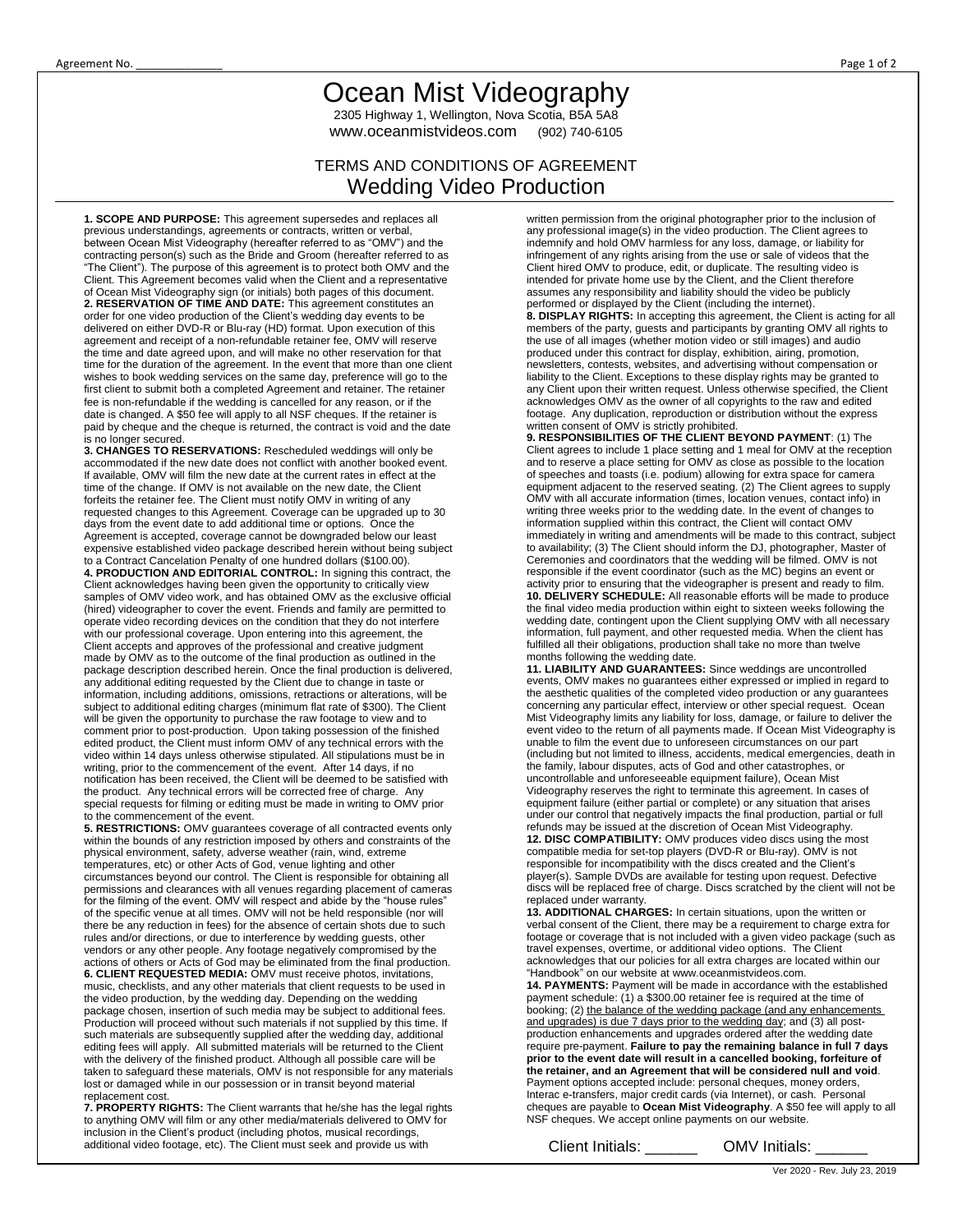Agreement No. _____________

# Ocean Mist Videography

2305 Highway 1, Wellington, Nova Scotia, B5A 5A8
www.oceanmistvideos.com (902) 740-6105

## TERMS AND CONDITIONS OF AGREEMENT
## Wedding Video Production

**1. SCOPE AND PURPOSE:** This agreement supersedes and replaces all previous understandings, agreements or contracts, written or verbal, between Ocean Mist Videography (hereafter referred to as "OMV") and the contracting person(s) such as the Bride and Groom (hereafter referred to as "The Client"). The purpose of this agreement is to protect both OMV and the Client. This Agreement becomes valid when the Client and a representative of Ocean Mist Videography sign (or initials) both pages of this document.

**2. RESERVATION OF TIME AND DATE:** This agreement constitutes an order for one video production of the Client's wedding day events to be delivered on either DVD-R or Blu-ray (HD) format. Upon execution of this agreement and receipt of a non-refundable retainer fee, OMV will reserve the time and date agreed upon, and will make no other reservation for that time for the duration of the agreement. In the event that more than one client wishes to book wedding services on the same day, preference will go to the first client to submit both a completed Agreement and retainer. The retainer fee is non-refundable if the wedding is cancelled for any reason, or if the date is changed. A $50 fee will apply to all NSF cheques. If the retainer is paid by cheque and the cheque is returned, the contract is void and the date is no longer secured.

**3. CHANGES TO RESERVATIONS:** Rescheduled weddings will only be accommodated if the new date does not conflict with another booked event. If available, OMV will film the new date at the current rates in effect at the time of the change. If OMV is not available on the new date, the Client forfeits the retainer fee. The Client must notify OMV in writing of any requested changes to this Agreement. Coverage can be upgraded up to 30 days from the event date to add additional time or options. Once the Agreement is accepted, coverage cannot be downgraded below our least expensive established video package described herein without being subject to a Contract Cancelation Penalty of one hundred dollars ($100.00).

**4. PRODUCTION AND EDITORIAL CONTROL:** In signing this contract, the Client acknowledges having been given the opportunity to critically view samples of OMV video work, and has obtained OMV as the exclusive official (hired) videographer to cover the event. Friends and family are permitted to operate video recording devices on the condition that they do not interfere with our professional coverage. Upon entering into this agreement, the Client accepts and approves of the professional and creative judgment made by OMV as to the outcome of the final production as outlined in the package description described herein. Once the final production is delivered, any additional editing requested by the Client due to change in taste or information, including additions, omissions, retractions or alterations, will be subject to additional editing charges (minimum flat rate of $300). The Client will be given the opportunity to purchase the raw footage to view and to comment prior to post-production. Upon taking possession of the finished edited product, the Client must inform OMV of any technical errors with the video within 14 days unless otherwise stipulated. All stipulations must be in writing, prior to the commencement of the event. After 14 days, if no notification has been received, the Client will be deemed to be satisfied with the product. Any technical errors will be corrected free of charge. Any special requests for filming or editing must be made in writing to OMV prior to the commencement of the event.

**5. RESTRICTIONS:** OMV guarantees coverage of all contracted events only within the bounds of any restriction imposed by others and constraints of the physical environment, safety, adverse weather (rain, wind, extreme temperatures, etc) or other Acts of God, venue lighting and other circumstances beyond our control. The Client is responsible for obtaining all permissions and clearances with all venues regarding placement of cameras for the filming of the event. OMV will respect and abide by the "house rules" of the specific venue at all times. OMV will not be held responsible (nor will there be any reduction in fees) for the absence of certain shots due to such rules and/or directions, or due to interference by wedding guests, other vendors or any other people. Any footage negatively compromised by the actions of others or Acts of God may be eliminated from the final production.

**6. CLIENT REQUESTED MEDIA:** OMV must receive photos, invitations, music, checklists, and any other materials that client requests to be used in the video production, by the wedding day. Depending on the wedding package chosen, insertion of such media may be subject to additional fees. Production will proceed without such materials if not supplied by this time. If such materials are subsequently supplied after the wedding day, additional editing fees will apply. All submitted materials will be returned to the Client with the delivery of the finished product. Although all possible care will be taken to safeguard these materials, OMV is not responsible for any materials lost or damaged while in our possession or in transit beyond material replacement cost.

**7. PROPERTY RIGHTS:** The Client warrants that he/she has the legal rights to anything OMV will film or any other media/materials delivered to OMV for inclusion in the Client's product (including photos, musical recordings, additional video footage, etc). The Client must seek and provide us with written permission from the original photographer prior to the inclusion of any professional image(s) in the video production. The Client agrees to indemnify and hold OMV harmless for any loss, damage, or liability for infringement of any rights arising from the use or sale of videos that the Client hired OMV to produce, edit, or duplicate. The resulting video is intended for private home use by the Client, and the Client therefore assumes any responsibility and liability should the video be publicly performed or displayed by the Client (including the internet).

**8. DISPLAY RIGHTS:** In accepting this agreement, the Client is acting for all members of the party, guests and participants by granting OMV all rights to the use of all images (whether motion video or still images) and audio produced under this contract for display, exhibition, airing, promotion, newsletters, contests, websites, and advertising without compensation or liability to the Client. Exceptions to these display rights may be granted to any Client upon their written request. Unless otherwise specified, the Client acknowledges OMV as the owner of all copyrights to the raw and edited footage. Any duplication, reproduction or distribution without the express written consent of OMV is strictly prohibited.

**9. RESPONSIBILITIES OF THE CLIENT BEYOND PAYMENT**: (1) The Client agrees to include 1 place setting and 1 meal for OMV at the reception and to reserve a place setting for OMV as close as possible to the location of speeches and toasts (i.e. podium) allowing for extra space for camera equipment adjacent to the reserved seating. (2) The Client agrees to supply OMV with all accurate information (times, location venues, contact info) in writing three weeks prior to the wedding date. In the event of changes to information supplied within this contract, the Client will contact OMV immediately in writing and amendments will be made to this contract, subject to availability; (3) The Client should inform the DJ, photographer, Master of Ceremonies and coordinators that the wedding will be filmed. OMV is not responsible if the event coordinator (such as the MC) begins an event or activity prior to ensuring that the videographer is present and ready to film.

**10. DELIVERY SCHEDULE:** All reasonable efforts will be made to produce the final video media production within eight to sixteen weeks following the wedding date, contingent upon the Client supplying OMV with all necessary information, full payment, and other requested media. When the client has fulfilled all their obligations, production shall take no more than twelve months following the wedding date.

**11. LIABILITY AND GUARANTEES:** Since weddings are uncontrolled events, OMV makes no guarantees either expressed or implied in regard to the aesthetic qualities of the completed video production or any guarantees concerning any particular effect, interview or other special request. Ocean Mist Videography limits any liability for loss, damage, or failure to deliver the event video to the return of all payments made. If Ocean Mist Videography is unable to film the event due to unforeseen circumstances on our part (including but not limited to illness, accidents, medical emergencies, death in the family, labour disputes, acts of God and other catastrophes, or uncontrollable and unforeseeable equipment failure), Ocean Mist Videography reserves the right to terminate this agreement. In cases of equipment failure (either partial or complete) or any situation that arises under our control that negatively impacts the final production, partial or full refunds may be issued at the discretion of Ocean Mist Videography.

**12. DISC COMPATIBILITY:** OMV produces video discs using the most compatible media for set-top players (DVD-R or Blu-ray). OMV is not responsible for incompatibility with the discs created and the Client's player(s). Sample DVDs are available for testing upon request. Defective discs will be replaced free of charge. Discs scratched by the client will not be replaced under warranty.

**13. ADDITIONAL CHARGES:** In certain situations, upon the written or verbal consent of the Client, there may be a requirement to charge extra for footage or coverage that is not included with a given video package (such as travel expenses, overtime, or additional video options. The Client acknowledges that our policies for all extra charges are located within our "Handbook" on our website at www.oceanmistvideos.com.

**14. PAYMENTS:** Payment will be made in accordance with the established payment schedule: (1) a $300.00 retainer fee is required at the time of booking; (2) the balance of the wedding package (and any enhancements and upgrades) is due 7 days prior to the wedding day; and (3) all post-production enhancements and upgrades ordered after the wedding date require pre-payment. **Failure to pay the remaining balance in full 7 days prior to the event date will result in a cancelled booking, forfeiture of the retainer, and an Agreement that will be considered null and void**. Payment options accepted include: personal cheques, money orders, Interac e-transfers, major credit cards (via Internet), or cash. Personal cheques are payable to **Ocean Mist Videography**. A $50 fee will apply to all NSF cheques. We accept online payments on our website.

Client Initials: ______ OMV Initials: ______

Ver 2020 - Rev. July 23, 2019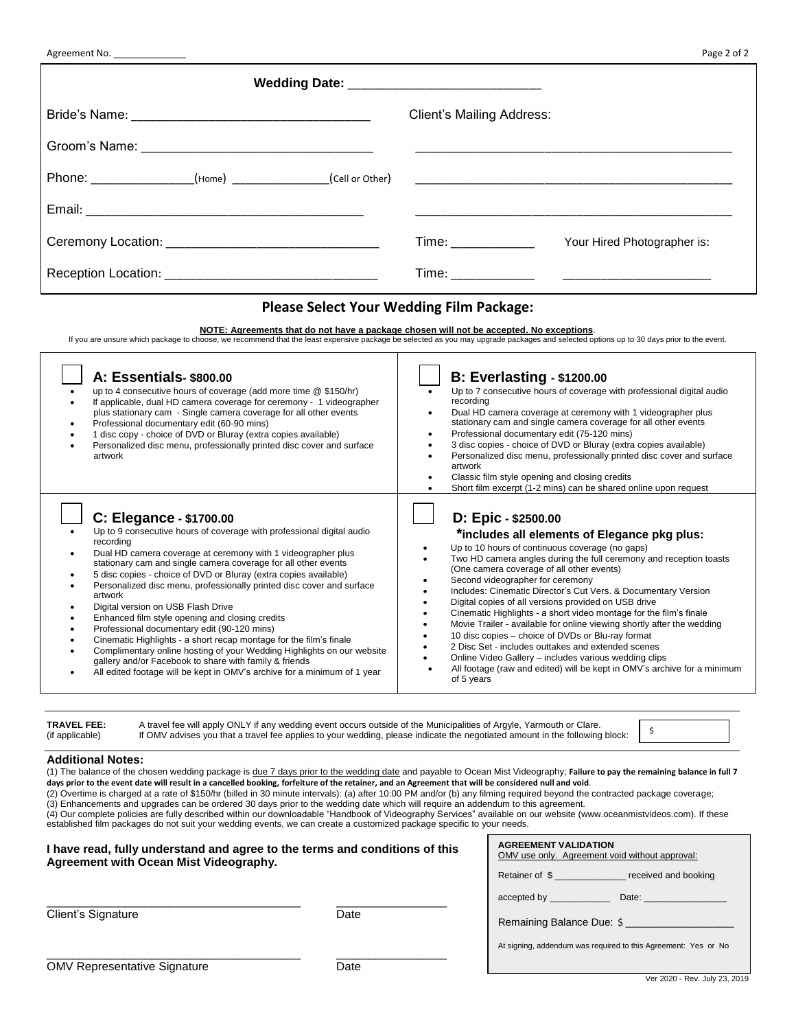Agreement No. _____________

**Wedding Date:** ___________________________

| | |
|---|---|
| Bride's Name: _________________________________ | Client's Mailing Address: |
| Groom's Name: ________________________________ | _____________________________________________ |
| Phone: _______________(Home) _______________(Cell or Other) | _____________________________________________ |
| Email: _______________________________________ | _____________________________________________ |
| Ceremony Location: _____________________________ | Time: ____________ Your Hired Photographer is: |
| Reception Location: _____________________________ | Time: ____________ ____________________ |

## Please Select Your Wedding Film Package:

**NOTE: Agreements that do not have a package chosen will not be accepted. No exceptions**.

If you are unsure which package to choose, we recommend that the least expensive package be selected as you may upgrade packages and selected options up to 30 days prior to the event.

☐ **A: Essentials- $800.00**

- up to 4 consecutive hours of coverage (add more time @ $150/hr)
- If applicable, dual HD camera coverage for ceremony - 1 videographer plus stationary cam - Single camera coverage for all other events
- Professional documentary edit (60-90 mins)
- 1 disc copy - choice of DVD or Bluray (extra copies available)
- Personalized disc menu, professionally printed disc cover and surface artwork

☐ **B: Everlasting - $1200.00**

- Up to 7 consecutive hours of coverage with professional digital audio recording
- Dual HD camera coverage at ceremony with 1 videographer plus stationary cam and single camera coverage for all other events
- Professional documentary edit (75-120 mins)
- 3 disc copies - choice of DVD or Bluray (extra copies available)
- Personalized disc menu, professionally printed disc cover and surface artwork
- Classic film style opening and closing credits
- Short film excerpt (1-2 mins) can be shared online upon request

☐ **C: Elegance - $1700.00**

- Up to 9 consecutive hours of coverage with professional digital audio recording
- Dual HD camera coverage at ceremony with 1 videographer plus stationary cam and single camera coverage for all other events
- 5 disc copies - choice of DVD or Bluray (extra copies available)
- Personalized disc menu, professionally printed disc cover and surface artwork
- Digital version on USB Flash Drive
- Enhanced film style opening and closing credits
- Professional documentary edit (90-120 mins)
- Cinematic Highlights - a short recap montage for the film's finale
- Complimentary online hosting of your Wedding Highlights on our website gallery and/or Facebook to share with family & friends
- All edited footage will be kept in OMV's archive for a minimum of 1 year

☐ **D: Epic - $2500.00**

***includes all elements of Elegance pkg plus:**

- Up to 10 hours of continuous coverage (no gaps)
- Two HD camera angles during the full ceremony and reception toasts (One camera coverage of all other events)
- Second videographer for ceremony
- Includes: Cinematic Director's Cut Vers. & Documentary Version
- Digital copies of all versions provided on USB drive
- Cinematic Highlights - a short video montage for the film's finale
- Movie Trailer - available for online viewing shortly after the wedding
- 10 disc copies – choice of DVDs or Blu-ray format
- 2 Disc Set - includes outtakes and extended scenes
- Online Video Gallery – includes various wedding clips
- All footage (raw and edited) will be kept in OMV's archive for a minimum of 5 years

**TRAVEL FEE:** (if applicable) A travel fee will apply ONLY if any wedding event occurs outside of the Municipalities of Argyle, Yarmouth or Clare. If OMV advises you that a travel fee applies to your wedding, please indicate the negotiated amount in the following block: $

**Additional Notes:**

(1) The balance of the chosen wedding package is due 7 days prior to the wedding date and payable to Ocean Mist Videography; **Failure to pay the remaining balance in full 7 days prior to the event date will result in a cancelled booking, forfeiture of the retainer, and an Agreement that will be considered null and void**.
(2) Overtime is charged at a rate of $150/hr (billed in 30 minute intervals): (a) after 10:00 PM and/or (b) any filming required beyond the contracted package coverage;
(3) Enhancements and upgrades can be ordered 30 days prior to the wedding date which will require an addendum to this agreement.
(4) Our complete policies are fully described within our downloadable "Handbook of Videography Services" available on our website (www.oceanmistvideos.com). If these established film packages do not suit your wedding events, we can create a customized package specific to your needs.

**I have read, fully understand and agree to the terms and conditions of this Agreement with Ocean Mist Videography.**

______________________________________ ________________
Client's Signature Date

______________________________________ ________________
OMV Representative Signature Date

**AGREEMENT VALIDATION**
OMV use only. Agreement void without approval:

Retainer of $ _____________ received and booking

accepted by ___________ Date: _______________

Remaining Balance Due: $ __________________

At signing, addendum was required to this Agreement: Yes or No

Ver 2020 - Rev. July 23, 2019